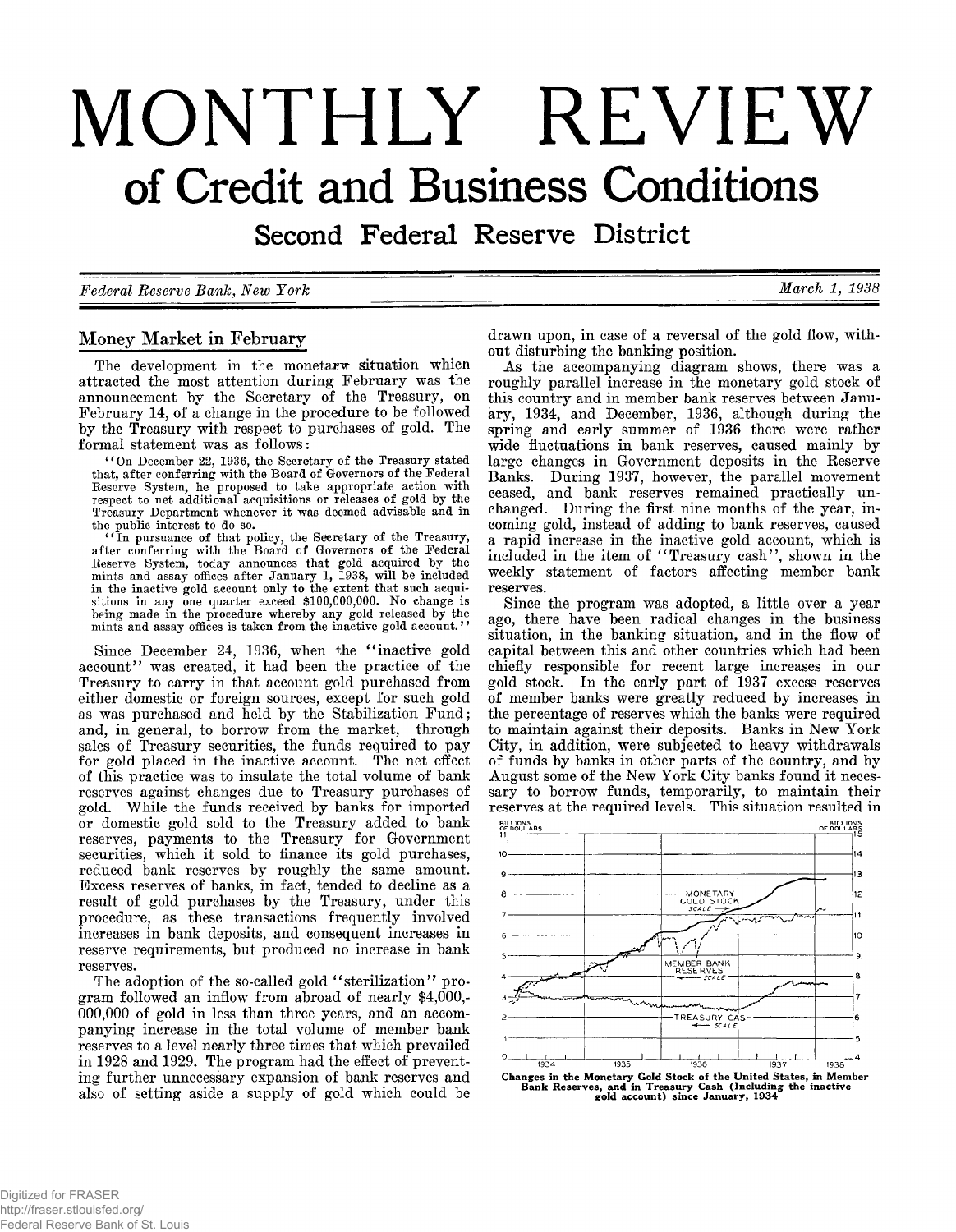# MONTHLY REVIEW

## of Credit and Business Conditions

### Second Federal Reserve District

*Federal Reserve Bank, New York* — *March 1, 1938*

## Money Market in February

The development in the monetary situation which attracted the most attention during February was the announcement by the Secretary of the Treasury, on February 14, of a change in the procedure to be followed by the Treasury with respect to purchases of gold. The formal statement was as follows:

> "On December 22, 1936, the Secretary of the Treasury stated that, after conferring with the Board of Governors of the Federal Reserve System, he proposed to take appropriate action with respect to net additional acquisitions or releases of gold by the Treasury Department whenever it was deemed advisable and in the public interest to do so.
>
> "In pursuance of that policy, the Secretary of the Treasury, after conferring with the Board of Governors of the Federal Reserve System, today announces that gold acquired by the mints and assay offices after January 1, 1938, will be included in the inactive gold account only to the extent that such acquisitions in any one quarter exceed \$100,000,000. No change is being made in the procedure whereby any gold released by the mints and assay offices is taken from the inactive gold account."

Since December 24, 1936, when the "inactive gold account" was created, it had been the practice of the Treasury to carry in that account gold purchased from either domestic or foreign sources, except for such gold as was purchased and held by the Stabilization Fund; and, in general, to borrow from the market, through sales of Treasury securities, the funds required to pay for gold placed in the inactive account. The net effect of this practice was to insulate the total volume of bank reserves against changes due to Treasury purchases of gold. While the funds received by banks for imported or domestic gold sold to the Treasury added to bank reserves, payments to the Treasury for Government securities, which it sold to finance its gold purchases, reduced bank reserves by roughly the same amount. Excess reserves of banks, in fact, tended to decline as a result of gold purchases by the Treasury, under this procedure, as these transactions frequently involved increases in bank deposits, and consequent increases in reserve requirements, but produced no increase in bank reserves.

The adoption of the so-called gold "sterilization" program followed an inflow from abroad of nearly \$4,000,000,000 of gold in less than three years, and an accompanying increase in the total volume of member bank reserves to a level nearly three times that which prevailed in 1928 and 1929. The program had the effect of preventing further unnecessary expansion of bank reserves and also of setting aside a supply of gold which could be drawn upon, in case of a reversal of the gold flow, without disturbing the banking position.

As the accompanying diagram shows, there was a roughly parallel increase in the monetary gold stock of this country and in member bank reserves between January, 1934, and December, 1936, although during the spring and early summer of 1936 there were rather wide fluctuations in bank reserves, caused mainly by large changes in Government deposits in the Reserve Banks. During 1937, however, the parallel movement ceased, and bank reserves remained practically unchanged. During the first nine months of the year, incoming gold, instead of adding to bank reserves, caused a rapid increase in the inactive gold account, which is included in the item of "Treasury cash", shown in the weekly statement of factors affecting member bank reserves.

Since the program was adopted, a little over a year ago, there have been radical changes in the business situation, in the banking situation, and in the flow of capital between this and other countries which had been chiefly responsible for recent large increases in our gold stock. In the early part of 1937 excess reserves of member banks were greatly reduced by increases in the percentage of reserves which the banks were required to maintain against their deposits. Banks in New York City, in addition, were subjected to heavy withdrawals of funds by banks in other parts of the country, and by August some of the New York City banks found it necessary to borrow funds, temporarily, to maintain their reserves at the required levels. This situation resulted in

Changes in the Monetary Gold Stock of the United States, in Member Bank Reserves, and in Treasury Cash (Including the inactive gold account) since January, 1934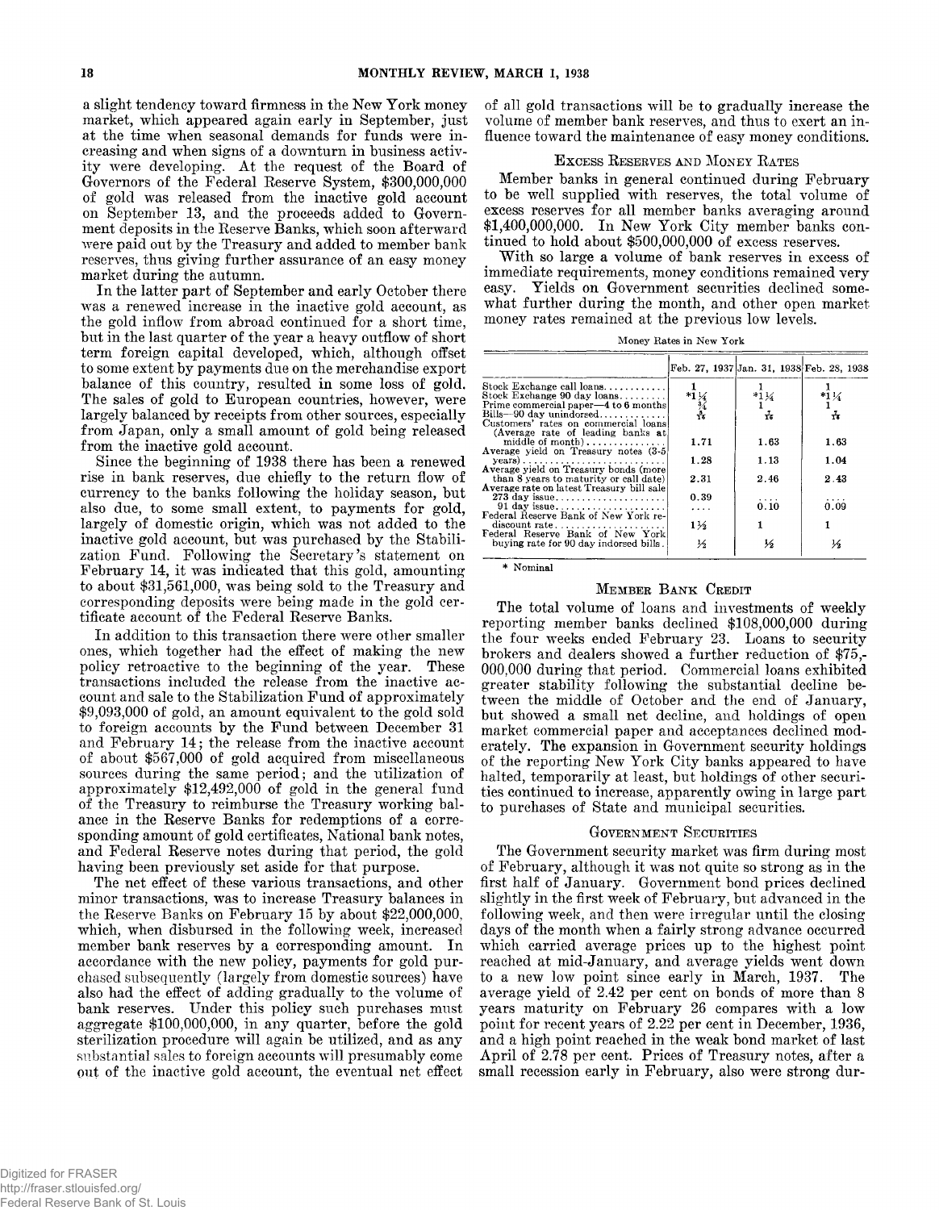a slight tendency toward firmness in the New York money market, which appeared again early in September, just at the time when seasonal demands for funds were increasing and when signs of a downturn in business activity were developing. At the request of the Board of Governors of the Federal Reserve System, $300,000,000 of gold was released from the inactive gold account on September 13, and the proceeds added to Government deposits in the Reserve Banks, which soon afterward were paid out by the Treasury and added to member bank reserves, thus giving further assurance of an easy money market during the autumn.

In the latter part of September and early October there was a renewed increase in the inactive gold account, as the gold inflow from abroad continued for a short time, but in the last quarter of the year a heavy outflow of short term foreign capital developed, which, although offset to some extent by payments due on the merchandise export balance of this country, resulted in some loss of gold. The sales of gold to European countries, however, were largely balanced by receipts from other sources, especially from Japan, only a small amount of gold being released from the inactive gold account.

Since the beginning of 1938 there has been a renewed rise in bank reserves, due chiefly to the return flow of currency to the banks following the holiday season, but also due, to some small extent, to payments for gold, largely of domestic origin, which was not added to the inactive gold account, but was purchased by the Stabilization Fund. Following the Secretary's statement on February 14, it was indicated that this gold, amounting to about $31,561,000, was being sold to the Treasury and corresponding deposits were being made in the gold certificate account of the Federal Reserve Banks.

In addition to this transaction there were other smaller ones, which together had the effect of making the new policy retroactive to the beginning of the year. These transactions included the release from the inactive account and sale to the Stabilization Fund of approximately $9,093,000 of gold, an amount equivalent to the gold sold to foreign accounts by the Fund between December 31 and February 14; the release from the inactive account of about $567,000 of gold acquired from miscellaneous sources during the same period; and the utilization of approximately $12,492,000 of gold in the general fund of the Treasury to reimburse the Treasury working balance in the Reserve Banks for redemptions of a corresponding amount of gold certificates, National bank notes, and Federal Reserve notes during that period, the gold having been previously set aside for that purpose.

The net effect of these various transactions, and other minor transactions, was to increase Treasury balances in the Reserve Banks on February 15 by about $22,000,000, which, when disbursed in the following week, increased member bank reserves by a corresponding amount. In accordance with the new policy, payments for gold purchased subsequently (largely from domestic sources) have also had the effect of adding gradually to the volume of bank reserves. Under this policy such purchases must aggregate $100,000,000, in any quarter, before the gold sterilization procedure will again be utilized, and as any substantial sales to foreign accounts will presumably come out of the inactive gold account, the eventual net effect of all gold transactions will be to gradually increase the volume of member bank reserves, and thus to exert an influence toward the maintenance of easy money conditions.

### Excess Reserves and Money Rates

Member banks in general continued during February to be well supplied with reserves, the total volume of excess reserves for all member banks averaging around $1,400,000,000. In New York City member banks continued to hold about $500,000,000 of excess reserves.

With so large a volume of bank reserves in excess of immediate requirements, money conditions remained very easy. Yields on Government securities declined somewhat further during the month, and other open market money rates remained at the previous low levels.

Money Rates in New York

| | Feb. 27, 1937 | Jan. 31, 1938 | Feb. 28, 1938 |
|---|---|---|---|
| Stock Exchange call loans | 1 | 1 | 1 |
| Stock Exchange 90 day loans | *1¼ | *1¼ | *1¼ |
| Prime commercial paper—4 to 6 months | ¾ | 1 | 1 |
| Bills—90 day unindorsed | 7/16 | 7/16 | 7/16 |
| Customers' rates on commercial loans (Average rate of leading banks at middle of month) | 1.71 | 1.63 | 1.63 |
| Average yield on Treasury notes (3-5 years) | 1.28 | 1.13 | 1.04 |
| Average yield on Treasury bonds (more than 8 years to maturity or call date) | 2.31 | 2.46 | 2.43 |
| Average rate on latest Treasury bill sale | | | |
| 273 day issue | 0.39 | .... | .... |
| 91 day issue | .... | 0.10 | 0.09 |
| Federal Reserve Bank of New York rediscount rate | 1½ | 1 | 1 |
| Federal Reserve Bank of New York buying rate for 90 day indorsed bills | ½ | ½ | ½ |

\* Nominal

### Member Bank Credit

The total volume of loans and investments of weekly reporting member banks declined $108,000,000 during the four weeks ended February 23. Loans to security brokers and dealers showed a further reduction of $75,000,000 during that period. Commercial loans exhibited greater stability following the substantial decline between the middle of October and the end of January, but showed a small net decline, and holdings of open market commercial paper and acceptances declined moderately. The expansion in Government security holdings of the reporting New York City banks appeared to have halted, temporarily at least, but holdings of other securities continued to increase, apparently owing in large part to purchases of State and municipal securities.

### Government Securities

The Government security market was firm during most of February, although it was not quite so strong as in the first half of January. Government bond prices declined slightly in the first week of February, but advanced in the following week, and then were irregular until the closing days of the month when a fairly strong advance occurred which carried average prices up to the highest point reached at mid-January, and average yields went down to a new low point since early in March, 1937. The average yield of 2.42 per cent on bonds of more than 8 years maturity on February 26 compares with a low point for recent years of 2.22 per cent in December, 1936, and a high point reached in the weak bond market of last April of 2.78 per cent. Prices of Treasury notes, after a small recession early in February, also were strong dur-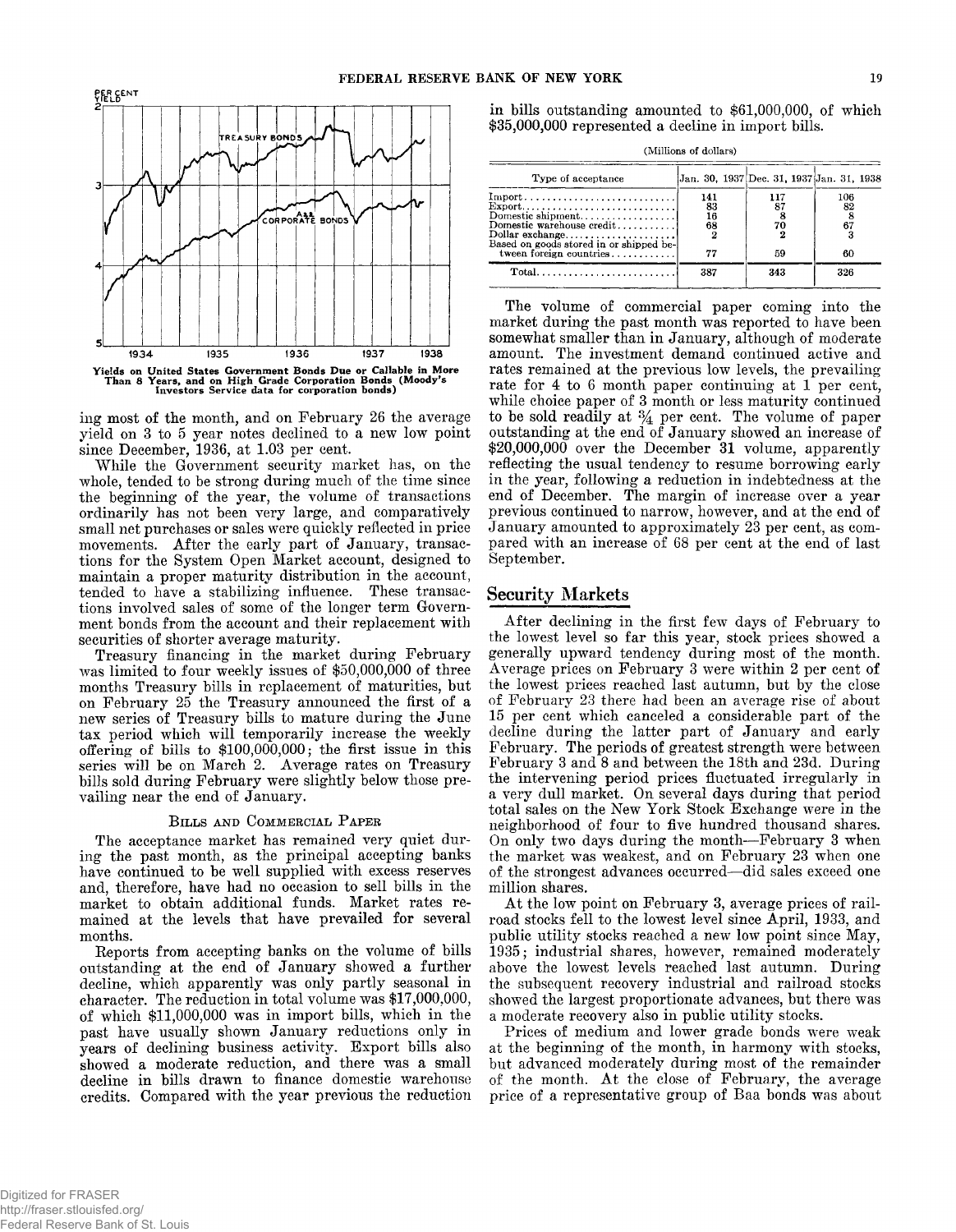Yields on United States Government Bonds Due or Callable in More Than 8 Years, and on High Grade Corporation Bonds (Moody's Investors Service data for corporation bonds)

ing most of the month, and on February 26 the average yield on 3 to 5 year notes declined to a new low point since December, 1936, at 1.03 per cent.

While the Government security market has, on the whole, tended to be strong during much of the time since the beginning of the year, the volume of transactions ordinarily has not been very large, and comparatively small net purchases or sales were quickly reflected in price movements. After the early part of January, transactions for the System Open Market account, designed to maintain a proper maturity distribution in the account, tended to have a stabilizing influence. These transactions involved sales of some of the longer term Government bonds from the account and their replacement with securities of shorter average maturity.

Treasury financing in the market during February was limited to four weekly issues of $50,000,000 of three months Treasury bills in replacement of maturities, but on February 25 the Treasury announced the first of a new series of Treasury bills to mature during the June tax period which will temporarily increase the weekly offering of bills to $100,000,000; the first issue in this series will be on March 2. Average rates on Treasury bills sold during February were slightly below those prevailing near the end of January.

### Bills and Commercial Paper

The acceptance market has remained very quiet during the past month, as the principal accepting banks have continued to be well supplied with excess reserves and, therefore, have had no occasion to sell bills in the market to obtain additional funds. Market rates remained at the levels that have prevailed for several months.

Reports from accepting banks on the volume of bills outstanding at the end of January showed a further decline, which apparently was only partly seasonal in character. The reduction in total volume was $17,000,000, of which $11,000,000 was in import bills, which in the past have usually shown January reductions only in years of declining business activity. Export bills also showed a moderate reduction, and there was a small decline in bills drawn to finance domestic warehouse credits. Compared with the year previous the reduction in bills outstanding amounted to $61,000,000, of which $35,000,000 represented a decline in import bills.

(Millions of dollars)

| Type of acceptance | Jan. 30, 1937 | Dec. 31, 1937 | Jan. 31, 1938 |
|---|---|---|---|
| Import | 141 | 117 | 106 |
| Export | 83 | 87 | 82 |
| Domestic shipment | 16 | 8 | 8 |
| Domestic warehouse credit | 68 | 70 | 67 |
| Dollar exchange | 2 | 2 | 3 |
| Based on goods stored in or shipped between foreign countries | 77 | 59 | 60 |
| Total | 387 | 343 | 326 |

The volume of commercial paper coming into the market during the past month was reported to have been somewhat smaller than in January, although of moderate amount. The investment demand continued active and rates remained at the previous low levels, the prevailing rate for 4 to 6 month paper continuing at 1 per cent, while choice paper of 3 month or less maturity continued to be sold readily at ¾ per cent. The volume of paper outstanding at the end of January showed an increase of $20,000,000 over the December 31 volume, apparently reflecting the usual tendency to resume borrowing early in the year, following a reduction in indebtedness at the end of December. The margin of increase over a year previous continued to narrow, however, and at the end of January amounted to approximately 23 per cent, as compared with an increase of 68 per cent at the end of last September.

## Security Markets

After declining in the first few days of February to the lowest level so far this year, stock prices showed a generally upward tendency during most of the month. Average prices on February 3 were within 2 per cent of the lowest prices reached last autumn, but by the close of February 23 there had been an average rise of about 15 per cent which canceled a considerable part of the decline during the latter part of January and early February. The periods of greatest strength were between February 3 and 8 and between the 18th and 23d. During the intervening period prices fluctuated irregularly in a very dull market. On several days during that period total sales on the New York Stock Exchange were in the neighborhood of four to five hundred thousand shares. On only two days during the month—February 3 when the market was weakest, and on February 23 when one of the strongest advances occurred—did sales exceed one million shares.

At the low point on February 3, average prices of railroad stocks fell to the lowest level since April, 1933, and public utility stocks reached a new low point since May, 1935; industrial shares, however, remained moderately above the lowest levels reached last autumn. During the subsequent recovery industrial and railroad stocks showed the largest proportionate advances, but there was a moderate recovery also in public utility stocks.

Prices of medium and lower grade bonds were weak at the beginning of the month, in harmony with stocks, but advanced moderately during most of the remainder of the month. At the close of February, the average price of a representative group of Baa bonds was about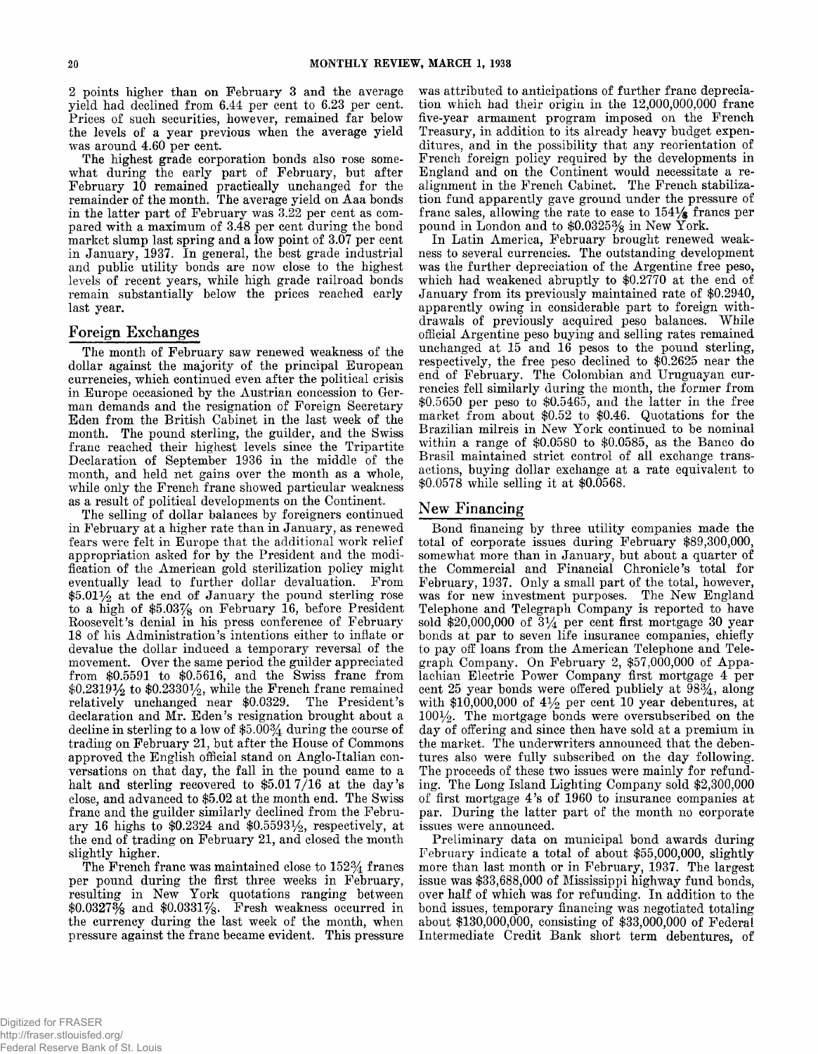2 points higher than on February 3 and the average yield had declined from 6.44 per cent to 6.23 per cent. Prices of such securities, however, remained far below the levels of a year previous when the average yield was around 4.60 per cent.

The highest grade corporation bonds also rose somewhat during the early part of February, but after February 10 remained practically unchanged for the remainder of the month. The average yield on Aaa bonds in the latter part of February was 3.22 per cent as compared with a maximum of 3.48 per cent during the bond market slump last spring and a low point of 3.07 per cent in January, 1937. In general, the best grade industrial and public utility bonds are now close to the highest levels of recent years, while high grade railroad bonds remain substantially below the prices reached early last year.

## Foreign Exchanges

The month of February saw renewed weakness of the dollar against the majority of the principal European currencies, which continued even after the political crisis in Europe occasioned by the Austrian concession to German demands and the resignation of Foreign Secretary Eden from the British Cabinet in the last week of the month. The pound sterling, the guilder, and the Swiss franc reached their highest levels since the Tripartite Declaration of September 1936 in the middle of the month, and held net gains over the month as a whole, while only the French franc showed particular weakness as a result of political developments on the Continent.

The selling of dollar balances by foreigners continued in February at a higher rate than in January, as renewed fears were felt in Europe that the additional work relief appropriation asked for by the President and the modification of the American gold sterilization policy might eventually lead to further dollar devaluation. From $5.01½ at the end of January the pound sterling rose to a high of $5.03⅞ on February 16, before President Roosevelt's denial in his press conference of February 18 of his Administration's intentions either to inflate or devalue the dollar induced a temporary reversal of the movement. Over the same period the guilder appreciated from $0.5591 to $0.5616, and the Swiss franc from $0.2319½ to $0.2330½, while the French franc remained relatively unchanged near $0.0329. The President's declaration and Mr. Eden's resignation brought about a decline in sterling to a low of $5.00¾ during the course of trading on February 21, but after the House of Commons approved the English official stand on Anglo-Italian conversations on that day, the fall in the pound came to a halt and sterling recovered to $5.01 7/16 at the day's close, and advanced to $5.02 at the month end. The Swiss franc and the guilder similarly declined from the February 16 highs to $0.2324 and $0.5593½, respectively, at the end of trading on February 21, and closed the month slightly higher.

The French franc was maintained close to 152¾ francs per pound during the first three weeks in February, resulting in New York quotations ranging between $0.0327⅜ and $0.0331⅞. Fresh weakness occurred in the currency during the last week of the month, when pressure against the franc became evident. This pressure was attributed to anticipations of further franc depreciation which had their origin in the 12,000,000,000 franc five-year armament program imposed on the French Treasury, in addition to its already heavy budget expenditures, and in the possibility that any reorientation of French foreign policy required by the developments in England and on the Continent would necessitate a realignment in the French Cabinet. The French stabilization fund apparently gave ground under the pressure of franc sales, allowing the rate to ease to 154⅛ francs per pound in London and to $0.0325⅜ in New York.

In Latin America, February brought renewed weakness to several currencies. The outstanding development was the further depreciation of the Argentine free peso, which had weakened abruptly to $0.2770 at the end of January from its previously maintained rate of $0.2940, apparently owing in considerable part to foreign withdrawals of previously acquired peso balances. While official Argentine peso buying and selling rates remained unchanged at 15 and 16 pesos to the pound sterling, respectively, the free peso declined to $0.2625 near the end of February. The Colombian and Uruguayan currencies fell similarly during the month, the former from $0.5650 per peso to $0.5465, and the latter in the free market from about $0.52 to $0.46. Quotations for the Brazilian milreis in New York continued to be nominal within a range of $0.0580 to $0.0585, as the Banco do Brasil maintained strict control of all exchange transactions, buying dollar exchange at a rate equivalent to $0.0578 while selling it at $0.0568.

## New Financing

Bond financing by three utility companies made the total of corporate issues during February $89,300,000, somewhat more than in January, but about a quarter of the Commercial and Financial Chronicle's total for February, 1937. Only a small part of the total, however, was for new investment purposes. The New England Telephone and Telegraph Company is reported to have sold $20,000,000 of 3¼ per cent first mortgage 30 year bonds at par to seven life insurance companies, chiefly to pay off loans from the American Telephone and Telegraph Company. On February 2, $57,000,000 of Appalachian Electric Power Company first mortgage 4 per cent 25 year bonds were offered publicly at 98¾, along with $10,000,000 of 4½ per cent 10 year debentures, at 100½. The mortgage bonds were oversubscribed on the day of offering and since then have sold at a premium in the market. The underwriters announced that the debentures also were fully subscribed on the day following. The proceeds of these two issues were mainly for refunding. The Long Island Lighting Company sold $2,300,000 of first mortgage 4's of 1960 to insurance companies at par. During the latter part of the month no corporate issues were announced.

Preliminary data on municipal bond awards during February indicate a total of about $55,000,000, slightly more than last month or in February, 1937. The largest issue was $33,688,000 of Mississippi highway fund bonds, over half of which was for refunding. In addition to the bond issues, temporary financing was negotiated totaling about $130,000,000, consisting of $33,000,000 of Federal Intermediate Credit Bank short term debentures, of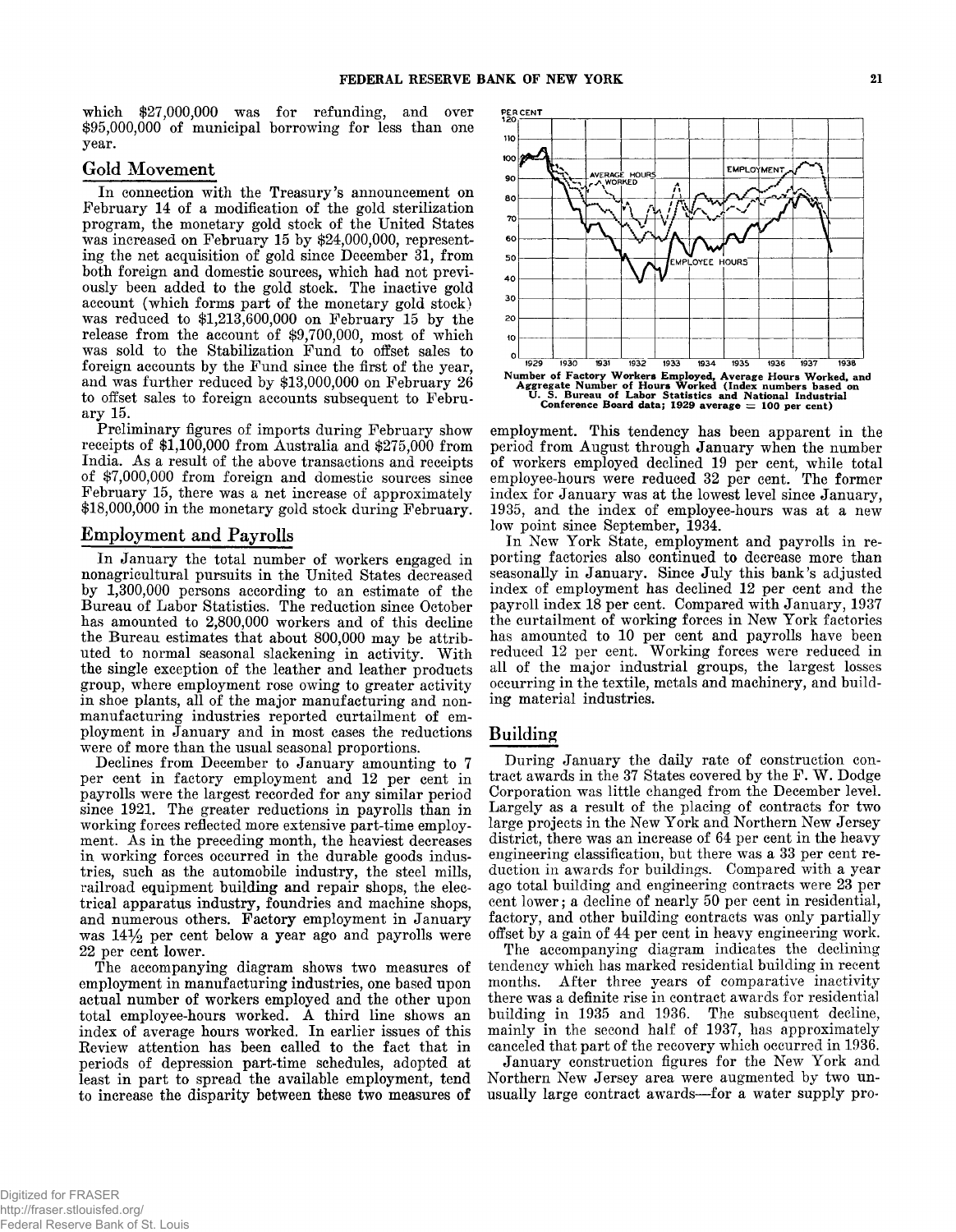which $27,000,000 was for refunding, and over $95,000,000 of municipal borrowing for less than one year.

## Gold Movement

In connection with the Treasury's announcement on February 14 of a modification of the gold sterilization program, the monetary gold stock of the United States was increased on February 15 by $24,000,000, representing the net acquisition of gold since December 31, from both foreign and domestic sources, which had not previously been added to the gold stock. The inactive gold account (which forms part of the monetary gold stock) was reduced to $1,213,600,000 on February 15 by the release from the account of $9,700,000, most of which was sold to the Stabilization Fund to offset sales to foreign accounts by the Fund since the first of the year, and was further reduced by $13,000,000 on February 26 to offset sales to foreign accounts subsequent to February 15.

Preliminary figures of imports during February show receipts of $1,100,000 from Australia and $275,000 from India. As a result of the above transactions and receipts of $7,000,000 from foreign and domestic sources since February 15, there was a net increase of approximately $18,000,000 in the monetary gold stock during February.

## Employment and Payrolls

In January the total number of workers engaged in nonagricultural pursuits in the United States decreased by 1,300,000 persons according to an estimate of the Bureau of Labor Statistics. The reduction since October has amounted to 2,800,000 workers and of this decline the Bureau estimates that about 800,000 may be attributed to normal seasonal slackening in activity. With the single exception of the leather and leather products group, where employment rose owing to greater activity in shoe plants, all of the major manufacturing and nonmanufacturing industries reported curtailment of employment in January and in most cases the reductions were of more than the usual seasonal proportions.

Declines from December to January amounting to 7 per cent in factory employment and 12 per cent in payrolls were the largest recorded for any similar period since 1921. The greater reductions in payrolls than in working forces reflected more extensive part-time employment. As in the preceding month, the heaviest decreases in working forces occurred in the durable goods industries, such as the automobile industry, the steel mills, railroad equipment building and repair shops, the electrical apparatus industry, foundries and machine shops, and numerous others. Factory employment in January was 14½ per cent below a year ago and payrolls were 22 per cent lower.

The accompanying diagram shows two measures of employment in manufacturing industries, one based upon actual number of workers employed and the other upon total employee-hours worked. A third line shows an index of average hours worked. In earlier issues of this Review attention has been called to the fact that in periods of depression part-time schedules, adopted at least in part to spread the available employment, tend to increase the disparity between these two measures of employment. This tendency has been apparent in the period from August through January when the number of workers employed declined 19 per cent, while total employee-hours were reduced 32 per cent. The former index for January was at the lowest level since January, 1935, and the index of employee-hours was at a new low point since September, 1934.

Number of Factory Workers Employed, Average Hours Worked, and Aggregate Number of Hours Worked (Index numbers based on U. S. Bureau of Labor Statistics and National Industrial Conference Board data; 1929 average = 100 per cent)

In New York State, employment and payrolls in reporting factories also continued to decrease more than seasonally in January. Since July this bank's adjusted index of employment has declined 12 per cent and the payroll index 18 per cent. Compared with January, 1937 the curtailment of working forces in New York factories has amounted to 10 per cent and payrolls have been reduced 12 per cent. Working forces were reduced in all of the major industrial groups, the largest losses occurring in the textile, metals and machinery, and building material industries.

## Building

During January the daily rate of construction contract awards in the 37 States covered by the F. W. Dodge Corporation was little changed from the December level. Largely as a result of the placing of contracts for two large projects in the New York and Northern New Jersey district, there was an increase of 64 per cent in the heavy engineering classification, but there was a 33 per cent reduction in awards for buildings. Compared with a year ago total building and engineering contracts were 23 per cent lower; a decline of nearly 50 per cent in residential, factory, and other building contracts was only partially offset by a gain of 44 per cent in heavy engineering work.

The accompanying diagram indicates the declining tendency which has marked residential building in recent months. After three years of comparative inactivity there was a definite rise in contract awards for residential building in 1935 and 1936. The subsequent decline, mainly in the second half of 1937, has approximately canceled that part of the recovery which occurred in 1936.

January construction figures for the New York and Northern New Jersey area were augmented by two unusually large contract awards—for a water supply pro-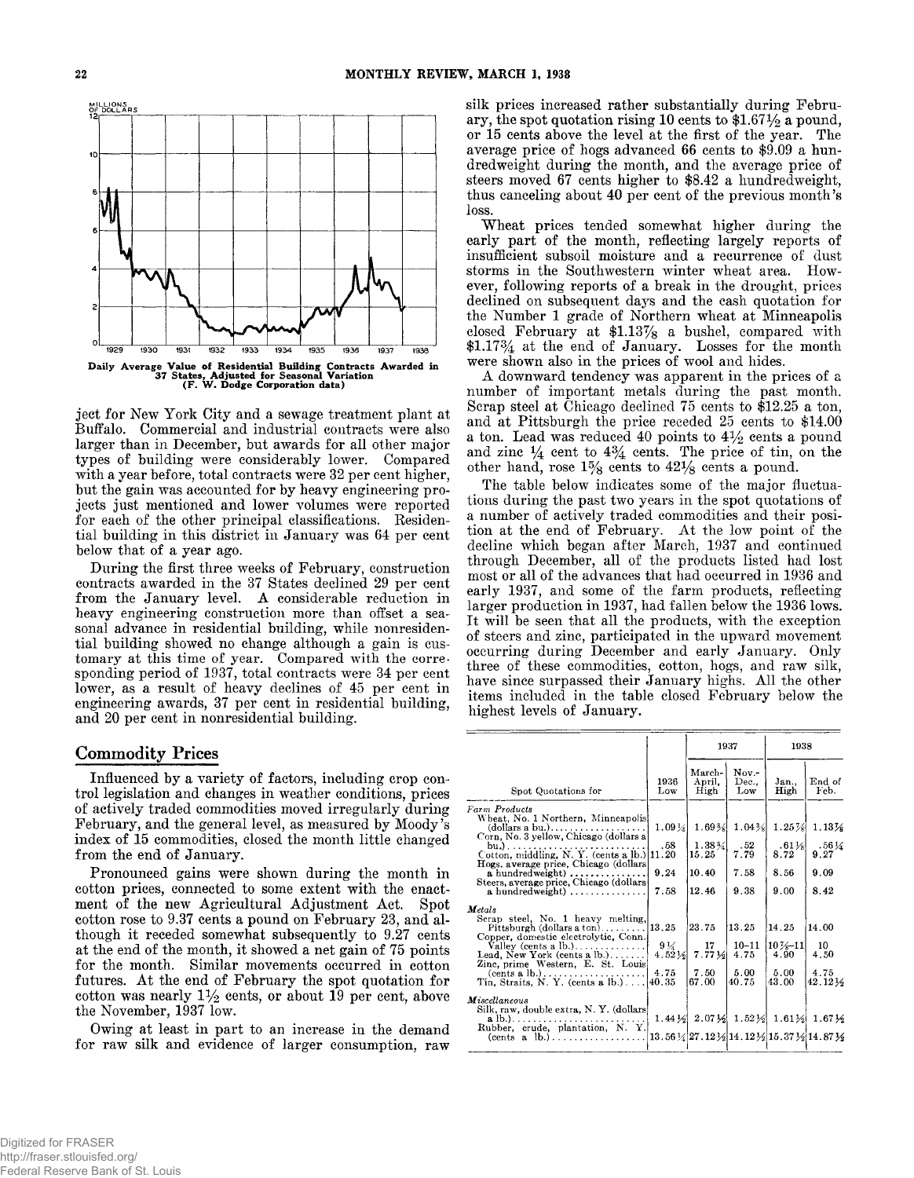Daily Average Value of Residential Building Contracts Awarded in 37 States, Adjusted for Seasonal Variation (F. W. Dodge Corporation data)

ject for New York City and a sewage treatment plant at Buffalo. Commercial and industrial contracts were also larger than in December, but awards for all other major types of building were considerably lower. Compared with a year before, total contracts were 32 per cent higher, but the gain was accounted for by heavy engineering projects just mentioned and lower volumes were reported for each of the other principal classifications. Residential building in this district in January was 64 per cent below that of a year ago.

During the first three weeks of February, construction contracts awarded in the 37 States declined 29 per cent from the January level. A considerable reduction in heavy engineering construction more than offset a seasonal advance in residential building, while nonresidential building showed no change although a gain is customary at this time of year. Compared with the corresponding period of 1937, total contracts were 34 per cent lower, as a result of heavy declines of 45 per cent in engineering awards, 37 per cent in residential building, and 20 per cent in nonresidential building.

## Commodity Prices

Influenced by a variety of factors, including crop control legislation and changes in weather conditions, prices of actively traded commodities moved irregularly during February, and the general level, as measured by Moody's index of 15 commodities, closed the month little changed from the end of January.

Pronounced gains were shown during the month in cotton prices, connected to some extent with the enactment of the new Agricultural Adjustment Act. Spot cotton rose to 9.37 cents a pound on February 23, and although it receded somewhat subsequently to 9.27 cents at the end of the month, it showed a net gain of 75 points for the month. Similar movements occurred in cotton futures. At the end of February the spot quotation for cotton was nearly 1½ cents, or about 19 per cent, above the November, 1937 low.

Owing at least in part to an increase in the demand for raw silk and evidence of larger consumption, raw silk prices increased rather substantially during February, the spot quotation rising 10 cents to $1.67½ a pound, or 15 cents above the level at the first of the year. The average price of hogs advanced 66 cents to $9.09 a hundredweight during the month, and the average price of steers moved 67 cents higher to $8.42 a hundredweight, thus canceling about 40 per cent of the previous month's loss.

Wheat prices tended somewhat higher during the early part of the month, reflecting largely reports of insufficient subsoil moisture and a recurrence of dust storms in the Southwestern winter wheat area. However, following reports of a break in the drought, prices declined on subsequent days and the cash quotation for the Number 1 grade of Northern wheat at Minneapolis closed February at $1.13⅞ a bushel, compared with $1.17¾ at the end of January. Losses for the month were shown also in the prices of wool and hides.

A downward tendency was apparent in the prices of a number of important metals during the past month. Scrap steel at Chicago declined 75 cents to $12.25 a ton, and at Pittsburgh the price receded 25 cents to $14.00 a ton. Lead was reduced 40 points to 4½ cents a pound and zinc ¼ cent to 4¾ cents. The price of tin, on the other hand, rose 1⅝ cents to 42⅛ cents a pound.

The table below indicates some of the major fluctuations during the past two years in the spot quotations of a number of actively traded commodities and their position at the end of February. At the low point of the decline which began after March, 1937 and continued through December, all of the products listed had lost most or all of the advances that had occurred in 1936 and early 1937, and some of the farm products, reflecting larger production in 1937, had fallen below the 1936 lows. It will be seen that all the products, with the exception of steers and zinc, participated in the upward movement occurring during December and early January. Only three of these commodities, cotton, hogs, and raw silk, have since surpassed their January highs. All the other items included in the table closed February below the highest levels of January.

| Spot Quotations for | 1936 Low | 1937 March-April, High | 1937 Nov.-Dec., Low | 1938 Jan., High | 1938 End of Feb. |
|---|---|---|---|---|---|
| *Farm Products* | | | | | |
| Wheat, No. 1 Northern, Minneapolis (dollars a bu.) | 1.09¼ | 1.69⅜ | 1.04⅜ | 1.25⅞ | 1.13⅞ |
| Corn, No. 3 yellow, Chicago (dollars a bu.) | .58 | 1.38¾ | .52 | .61⅛ | .56¼ |
| Cotton, middling, N. Y. (cents a lb.) | 11.20 | 15.25 | 7.79 | 8.72 | 9.27 |
| Hogs, average price, Chicago (dollars a hundredweight) | 9.24 | 10.40 | 7.58 | 8.56 | 9.09 |
| Steers, average price, Chicago (dollars a hundredweight) | 7.58 | 12.46 | 9.38 | 9.00 | 8.42 |
| *Metals* | | | | | |
| Scrap steel, No. 1 heavy melting, Pittsburgh (dollars a ton) | 13.25 | 23.75 | 13.25 | 14.25 | 14.00 |
| Copper, domestic electrolytic, Conn. Valley (cents a lb.) | 9¼ | 17 | 10–11 | 10⅞–11 | 10 |
| Lead, New York (cents a lb.) | 4.52½ | 7.77½ | 4.75 | 4.90 | 4.50 |
| Zinc, prime Western, E. St. Louis (cents a lb.) | 4.75 | 7.50 | 5.00 | 5.00 | 4.75 |
| Tin, Straits, N. Y. (cents a lb.) | 40.35 | 67.00 | 40.75 | 43.00 | 42.12½ |
| *Miscellaneous* | | | | | |
| Silk, raw, double extra, N. Y. (dollars a lb.) | 1.44½ | 2.07½ | 1.52½ | 1.61½ | 1.67½ |
| Rubber, crude, plantation, N. Y. (cents a lb.) | 13.56¼ | 27.12½ | 14.12½ | 15.37½ | 14.87½ |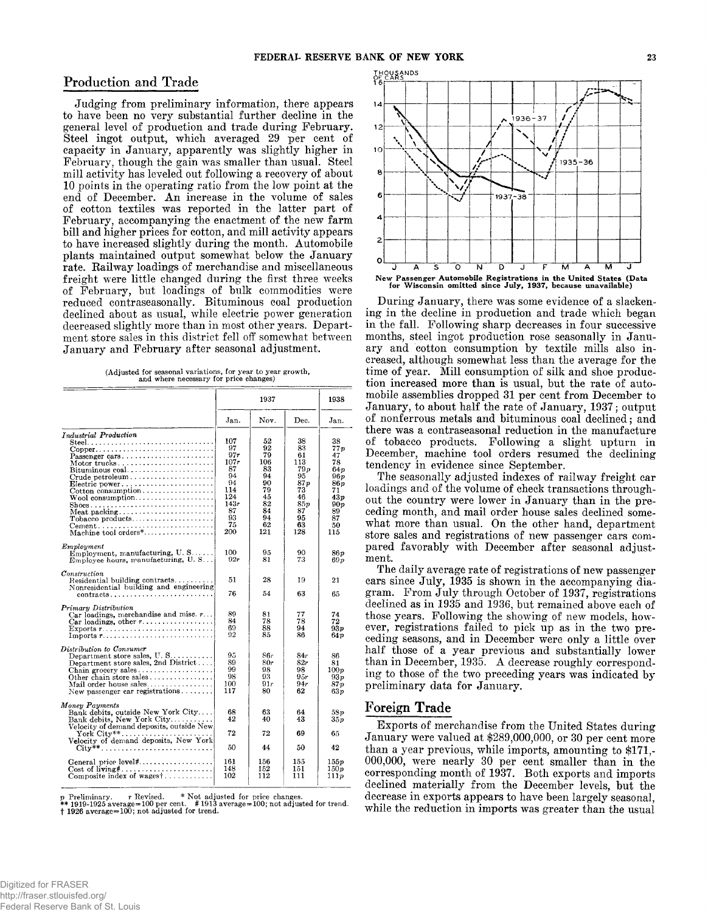## Production and Trade

Judging from preliminary information, there appears to have been no very substantial further decline in the general level of production and trade during February. Steel ingot output, which averaged 29 per cent of capacity in January, apparently was slightly higher in February, though the gain was smaller than usual. Steel mill activity has leveled out following a recovery of about 10 points in the operating ratio from the low point at the end of December. An increase in the volume of sales of cotton textiles was reported in the latter part of February, accompanying the enactment of the new farm bill and higher prices for cotton, and mill activity appears to have increased slightly during the month. Automobile plants maintained output somewhat below the January rate. Railway loadings of merchandise and miscellaneous freight were little changed during the first three weeks of February, but loadings of bulk commodities were reduced contraseasonally. Bituminous coal production declined about as usual, while electric power generation decreased slightly more than in most other years. Department store sales in this district fell off somewhat between January and February after seasonal adjustment.

(Adjusted for seasonal variations, for year to year growth, and where necessary for price changes)

| | 1937 | | | 1938 |
|---|---|---|---|---|
| | Jan. | Nov. | Dec. | Jan. |
| *Industrial Production* | | | | |
| Steel | 107 | 52 | 38 | 38 |
| Copper | 97 | 92 | 83 | 77p |
| Passenger cars | 97r | 79 | 61 | 47 |
| Motor trucks | 107r | 106 | 113 | 78 |
| Bituminous coal | 87 | 83 | 79p | 64p |
| Crude petroleum | 94 | 94 | 95 | 96p |
| Electric power | 94 | 90 | 87p | 86p |
| Cotton consumption | 114 | 79 | 73 | 71 |
| Wool consumption | 124 | 45 | 46 | 43p |
| Shoes | 143r | 82 | 85p | 90p |
| Meat packing | 87 | 84 | 87 | 89 |
| Tobacco products | 93 | 94 | 95 | 87 |
| Cement | 75 | 62 | 63 | 50 |
| Machine tool orders* | 200 | 121 | 128 | 115 |
| *Employment* | | | | |
| Employment, manufacturing, U. S. | 100 | 95 | 90 | 86p |
| Employee hours, manufacturing, U. S. | 92r | 81 | 73 | 69p |
| *Construction* | | | | |
| Residential building contracts | 51 | 28 | 19 | 21 |
| Nonresidential building and engineering contracts | 76 | 54 | 63 | 65 |
| *Primary Distribution* | | | | |
| Car loadings, merchandise and misc. r | 89 | 81 | 77 | 74 |
| Car loadings, other r | 84 | 78 | 78 | 72 |
| Exports r | 69 | 88 | 94 | 93p |
| Imports r | 92 | 85 | 86 | 64p |
| *Distribution to Consumer* | | | | |
| Department store sales, U. S. | 95 | 86r | 84r | 86 |
| Department store sales, 2nd District | 89 | 80r | 82r | 81 |
| Chain grocery sales | 99 | 98 | 98 | 100p |
| Other chain store sales | 98 | 93 | 95r | 93p |
| Mail order house sales | 100 | 91r | 94r | 87p |
| New passenger car registrations | 117 | 80 | 62 | 63p |
| *Money Payments* | | | | |
| Bank debits, outside New York City | 68 | 63 | 64 | 58p |
| Bank debits, New York City | 42 | 40 | 43 | 35p |
| Velocity of demand deposits, outside New York City** | 72 | 72 | 69 | 65 |
| Velocity of demand deposits, New York City** | 50 | 44 | 50 | 42 |
| General price level# | 161 | 156 | 155 | 155p |
| Cost of living# | 148 | 152 | 151 | 150p |
| Composite index of wages† | 102 | 112 | 111 | 111p |

p Preliminary. r Revised. * Not adjusted for price changes.
** 1919-1925 average=100 per cent. # 1913 average=100; not adjusted for trend.
† 1926 average=100; not adjusted for trend.

New Passenger Automobile Registrations in the United States (Data for Wisconsin omitted since July, 1937, because unavailable)

During January, there was some evidence of a slackening in the decline in production and trade which began in the fall. Following sharp decreases in four successive months, steel ingot production rose seasonally in January and cotton consumption by textile mills also increased, although somewhat less than the average for the time of year. Mill consumption of silk and shoe production increased more than is usual, but the rate of automobile assemblies dropped 31 per cent from December to January, to about half the rate of January, 1937; output of nonferrous metals and bituminous coal declined; and there was a contraseasonal reduction in the manufacture of tobacco products. Following a slight upturn in December, machine tool orders resumed the declining tendency in evidence since September.

The seasonally adjusted indexes of railway freight car loadings and of the volume of check transactions throughout the country were lower in January than in the preceding month, and mail order house sales declined somewhat more than usual. On the other hand, department store sales and registrations of new passenger cars compared favorably with December after seasonal adjustment.

The daily average rate of registrations of new passenger cars since July, 1935 is shown in the accompanying diagram. From July through October of 1937, registrations declined as in 1935 and 1936, but remained above each of those years. Following the showing of new models, however, registrations failed to pick up as in the two preceding seasons, and in December were only a little over half those of a year previous and substantially lower than in December, 1935. A decrease roughly corresponding to those of the two preceding years was indicated by preliminary data for January.

## Foreign Trade

Exports of merchandise from the United States during January were valued at $289,000,000, or 30 per cent more than a year previous, while imports, amounting to $171,000,000, were nearly 30 per cent smaller than in the corresponding month of 1937. Both exports and imports declined materially from the December levels, but the decrease in exports appears to have been largely seasonal, while the reduction in imports was greater than the usual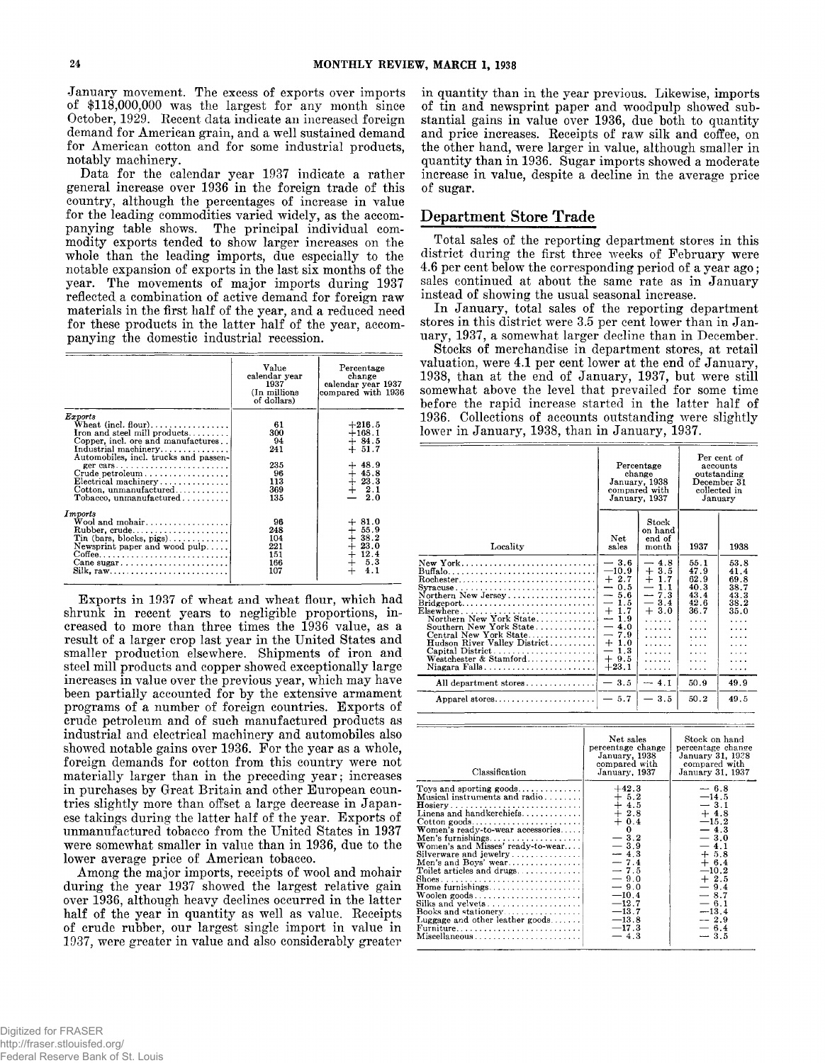January movement. The excess of exports over imports of $118,000,000 was the largest for any month since October, 1929. Recent data indicate an increased foreign demand for American grain, and a well sustained demand for American cotton and for some industrial products, notably machinery.

Data for the calendar year 1937 indicate a rather general increase over 1936 in the foreign trade of this country, although the percentages of increase in value for the leading commodities varied widely, as the accompanying table shows. The principal individual commodity exports tended to show larger increases on the whole than the leading imports, due especially to the notable expansion of exports in the last six months of the year. The movements of major imports during 1937 reflected a combination of active demand for foreign raw materials in the first half of the year, and a reduced need for these products in the latter half of the year, accompanying the domestic industrial recession.

| | Value calendar year 1937 (In millions of dollars) | Percentage change calendar year 1937 compared with 1936 |
|---|---|---|
| *Exports* | | |
| Wheat (incl. flour) | 61 | +216.5 |
| Iron and steel mill products | 300 | +168.1 |
| Copper, incl. ore and manufactures | 94 | + 84.5 |
| Industrial machinery | 241 | + 51.7 |
| Automobiles, incl. trucks and passenger cars | 235 | + 48.9 |
| Crude petroleum | 96 | + 45.8 |
| Electrical machinery | 113 | + 23.3 |
| Cotton, unmanufactured | 369 | + 2.1 |
| Tobacco, unmanufactured | 135 | − 2.0 |
| *Imports* | | |
| Wool and mohair | 96 | + 81.0 |
| Rubber, crude | 248 | + 55.9 |
| Tin (bars, blocks, pigs) | 104 | + 38.2 |
| Newsprint paper and wood pulp | 221 | + 23.0 |
| Coffee | 151 | + 12.4 |
| Cane sugar | 166 | + 5.3 |
| Silk, raw | 107 | + 4.1 |

Exports in 1937 of wheat and wheat flour, which had shrunk in recent years to negligible proportions, increased to more than three times the 1936 value, as a result of a larger crop last year in the United States and smaller production elsewhere. Shipments of iron and steel mill products and copper showed exceptionally large increases in value over the previous year, which may have been partially accounted for by the extensive armament programs of a number of foreign countries. Exports of crude petroleum and of such manufactured products as industrial and electrical machinery and automobiles also showed notable gains over 1936. For the year as a whole, foreign demands for cotton from this country were not materially larger than in the preceding year; increases in purchases by Great Britain and other European countries slightly more than offset a large decrease in Japanese takings during the latter half of the year. Exports of unmanufactured tobacco from the United States in 1937 were somewhat smaller in value than in 1936, due to the lower average price of American tobacco.

Among the major imports, receipts of wool and mohair during the year 1937 showed the largest relative gain over 1936, although heavy declines occurred in the latter half of the year in quantity as well as value. Receipts of crude rubber, our largest single import in value in 1937, were greater in value and also considerably greater in quantity than in the year previous. Likewise, imports of tin and newsprint paper and woodpulp showed substantial gains in value over 1936, due both to quantity and price increases. Receipts of raw silk and coffee, on the other hand, were larger in value, although smaller in quantity than in 1936. Sugar imports showed a moderate increase in value, despite a decline in the average price of sugar.

## Department Store Trade

Total sales of the reporting department stores in this district during the first three weeks of February were 4.6 per cent below the corresponding period of a year ago; sales continued at about the same rate as in January instead of showing the usual seasonal increase.

In January, total sales of the reporting department stores in this district were 3.5 per cent lower than in January, 1937, a somewhat larger decline than in December.

Stocks of merchandise in department stores, at retail valuation, were 4.1 per cent lower at the end of January, 1938, than at the end of January, 1937, but were still somewhat above the level that prevailed for some time before the rapid increase started in the latter half of 1936. Collections of accounts outstanding were slightly lower in January, 1938, than in January, 1937.

| Locality | Percentage change January, 1938 compared with January, 1937 | | Per cent of accounts outstanding December 31 collected in January | |
|---|---|---|---|---|
| | Net sales | Stock on hand end of month | 1937 | 1938 |
| New York | − 3.6 | − 4.8 | 55.1 | 53.8 |
| Buffalo | −10.9 | + 3.5 | 47.9 | 41.4 |
| Rochester | + 2.7 | + 1.7 | 62.9 | 69.8 |
| Syracuse | − 0.5 | − 1.1 | 40.3 | 38.7 |
| Northern New Jersey | − 5.6 | − 7.3 | 43.4 | 43.3 |
| Bridgeport | − 1.5 | − 3.4 | 42.6 | 38.2 |
| Elsewhere | + 1.7 | + 3.0 | 36.7 | 35.0 |
| Northern New York State | − 1.9 | ...... | .... | .... |
| Southern New York State | − 4.0 | ...... | .... | .... |
| Central New York State | − 7.9 | ...... | .... | .... |
| Hudson River Valley District | + 1.0 | ...... | .... | .... |
| Capital District | − 1.3 | ...... | .... | .... |
| Westchester & Stamford | + 9.5 | ...... | .... | .... |
| Niagara Falls | +23.1 | ...... | .... | .... |
| All department stores | − 3.5 | − 4.1 | 50.9 | 49.9 |
| Apparel stores | − 5.7 | − 3.5 | 50.2 | 49.5 |

| Classification | Net sales percentage change January, 1938 compared with January, 1937 | Stock on hand percentage change January 31, 1938 compared with January 31, 1937 |
|---|---|---|
| Toys and sporting goods | +42.3 | − 6.8 |
| Musical instruments and radio | + 5.2 | −14.5 |
| Hosiery | + 4.5 | − 3.1 |
| Linens and handkerchiefs | + 2.8 | + 4.8 |
| Cotton goods | + 0.4 | −15.2 |
| Women's ready-to-wear accessories | 0 | − 4.3 |
| Men's furnishings | − 3.2 | − 3.0 |
| Women's and Misses' ready-to-wear | − 3.9 | − 4.1 |
| Silverware and jewelry | − 4.3 | + 5.8 |
| Men's and Boys' wear | − 7.4 | + 6.4 |
| Toilet articles and drugs | − 7.5 | −10.2 |
| Shoes | − 9.0 | + 2.5 |
| Home furnishings | − 9.0 | − 9.4 |
| Woolen goods | −10.4 | − 8.7 |
| Silks and velvets | −12.7 | − 6.1 |
| Books and stationery | −13.7 | −13.4 |
| Luggage and other leather goods | −13.8 | − 2.9 |
| Furniture | −17.3 | − 6.4 |
| Miscellaneous | − 4.3 | − 3.5 |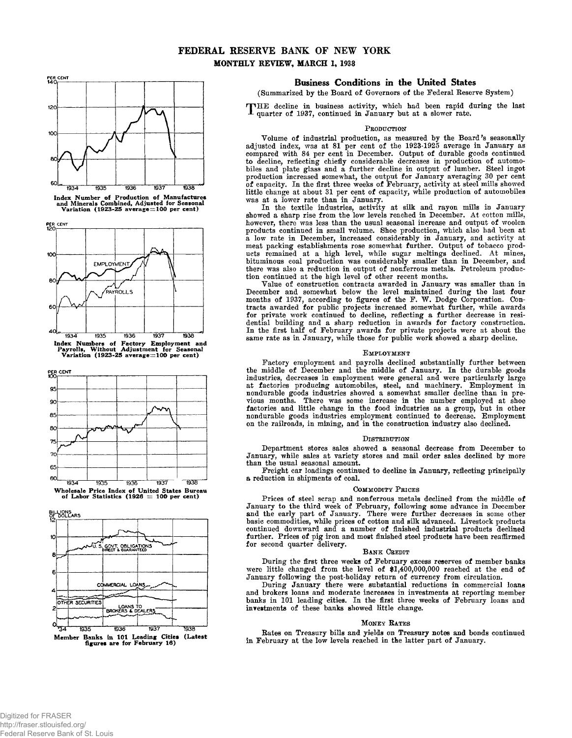# FEDERAL RESERVE BANK OF NEW YORK

**MONTHLY REVIEW, MARCH 1, 1938**

PER CENT
140
120
100
80
60
1934 1935 1936 1937 1938

Index Number of Production of Manufactures and Minerals Combined, Adjusted for Seasonal Variation (1923-25 average=100 per cent)

PER CENT
120
100
80
60
40
EMPLOYMENT
PAYROLLS
1934 1935 1936 1937 1938

Index Numbers of Factory Employment and Payrolls, Without Adjustment for Seasonal Variation (1923-25 average=100 per cent)

PER CENT
100
95
90
85
80
75
70
65
60
1934 1935 1936 1937 1938

Wholesale Price Index of United States Bureau of Labor Statistics (1926 = 100 per cent)

BILLIONS OF DOLLARS
12
10
8
6
4
2
0
U. S. GOVT. OBLIGATIONS DIRECT & GUARANTEED
COMMERCIAL LOANS
OTHER SECURITIES
LOANS TO BROKERS & DEALERS
'34 1935 1936 1937 1938

Member Banks in 101 Leading Cities (Latest figures are for February 16)

## Business Conditions in the United States

(Summarized by the Board of Governors of the Federal Reserve System)

The decline in business activity, which had been rapid during the last quarter of 1937, continued in January but at a slower rate.

### Production

Volume of industrial production, as measured by the Board's seasonally adjusted index, was at 81 per cent of the 1923-1925 average in January as compared with 84 per cent in December. Output of durable goods continued to decline, reflecting chiefly considerable decreases in production of automobiles and plate glass and a further decline in output of lumber. Steel ingot production increased somewhat, the output for January averaging 30 per cent of capacity. In the first three weeks of February, activity at steel mills showed little change at about 31 per cent of capacity, while production of automobiles was at a lower rate than in January.

In the textile industries, activity at silk and rayon mills in January showed a sharp rise from the low levels reached in December. At cotton mills, however, there was less than the usual seasonal increase and output of woolen products continued in small volume. Shoe production, which also had been at a low rate in December, increased considerably in January, and activity at meat packing establishments rose somewhat further. Output of tobacco products remained at a high level, while sugar meltings declined. At mines, bituminous coal production was considerably smaller than in December, and there was also a reduction in output of nonferrous metals. Petroleum production continued at the high level of other recent months.

Value of construction contracts awarded in January was smaller than in December and somewhat below the level maintained during the last four months of 1937, according to figures of the F. W. Dodge Corporation. Contracts awarded for public projects increased somewhat further, while awards for private work continued to decline, reflecting a further decrease in residential building and a sharp reduction in awards for factory construction. In the first half of February awards for private projects were at about the same rate as in January, while those for public work showed a sharp decline.

### Employment

Factory employment and payrolls declined substantially further between the middle of December and the middle of January. In the durable goods industries, decreases in employment were general and were particularly large at factories producing automobiles, steel, and machinery. Employment in nondurable goods industries showed a somewhat smaller decline than in previous months. There was some increase in the number employed at shoe factories and little change in the food industries as a group, but in other nondurable goods industries employment continued to decrease. Employment on the railroads, in mining, and in the construction industry also declined.

### Distribution

Department stores sales showed a seasonal decrease from December to January, while sales at variety stores and mail order sales declined by more than the usual seasonal amount.

Freight car loadings continued to decline in January, reflecting principally a reduction in shipments of coal.

### Commodity Prices

Prices of steel scrap and nonferrous metals declined from the middle of January to the third week of February, following some advance in December and the early part of January. There were further decreases in some other basic commodities, while prices of cotton and silk advanced. Livestock products continued downward and a number of finished industrial products declined further. Prices of pig iron and most finished steel products have been reaffirmed for second quarter delivery.

### Bank Credit

During the first three weeks of February excess reserves of member banks were little changed from the level of $1,400,000,000 reached at the end of January following the post-holiday return of currency from circulation.

During January there were substantial reductions in commercial loans and brokers loans and moderate increases in investments at reporting member banks in 101 leading cities. In the first three weeks of February loans and investments of these banks showed little change.

### Money Rates

Rates on Treasury bills and yields on Treasury notes and bonds continued in February at the low levels reached in the latter part of January.